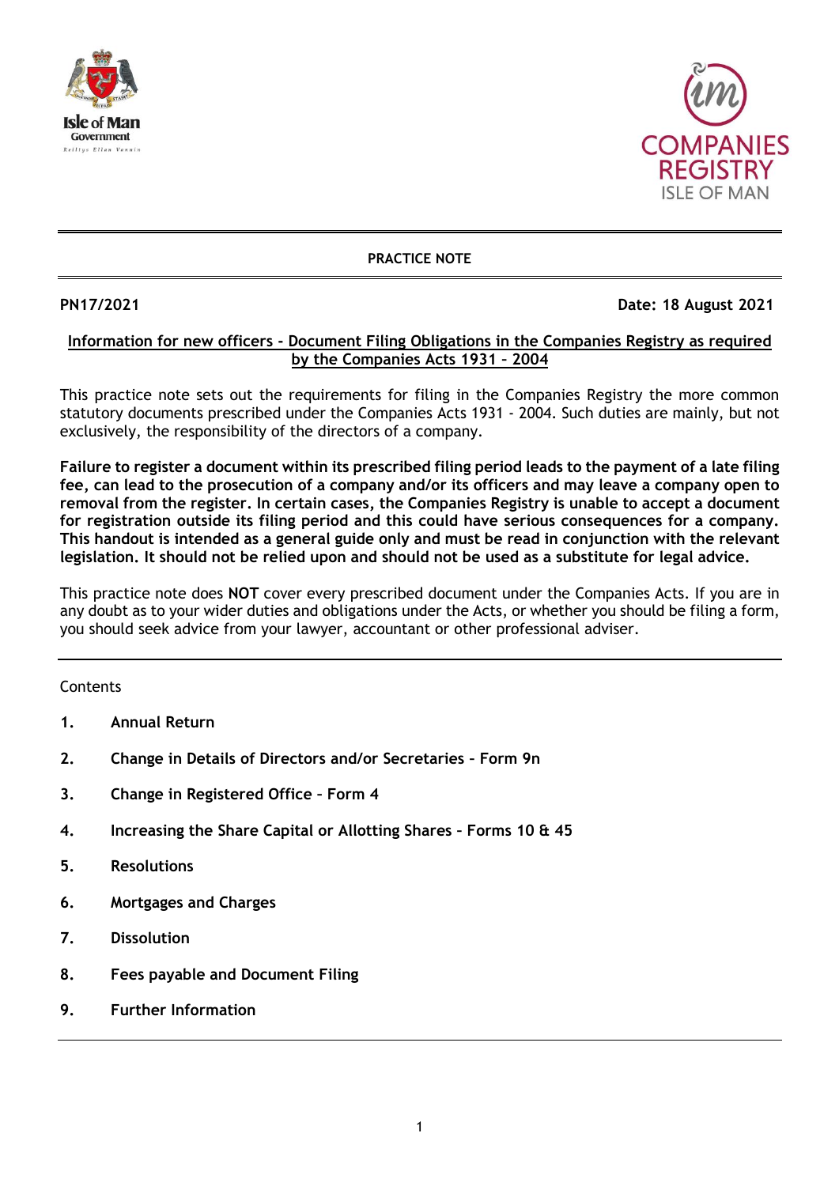**PRACTICE NOTE**

**PN17/2021** **Date: 18 August 2021**

## Information for new officers - Document Filing Obligations in the Companies Registry as required by the Companies Acts 1931 – 2004

This practice note sets out the requirements for filing in the Companies Registry the more common statutory documents prescribed under the Companies Acts 1931 - 2004. Such duties are mainly, but not exclusively, the responsibility of the directors of a company.

**Failure to register a document within its prescribed filing period leads to the payment of a late filing fee, can lead to the prosecution of a company and/or its officers and may leave a company open to removal from the register. In certain cases, the Companies Registry is unable to accept a document for registration outside its filing period and this could have serious consequences for a company. This handout is intended as a general guide only and must be read in conjunction with the relevant legislation. It should not be relied upon and should not be used as a substitute for legal advice.**

This practice note does **NOT** cover every prescribed document under the Companies Acts. If you are in any doubt as to your wider duties and obligations under the Acts, or whether you should be filing a form, you should seek advice from your lawyer, accountant or other professional adviser.

---

Contents

1. **Annual Return**
2. **Change in Details of Directors and/or Secretaries – Form 9n**
3. **Change in Registered Office – Form 4**
4. **Increasing the Share Capital or Allotting Shares – Forms 10 & 45**
5. **Resolutions**
6. **Mortgages and Charges**
7. **Dissolution**
8. **Fees payable and Document Filing**
9. **Further Information**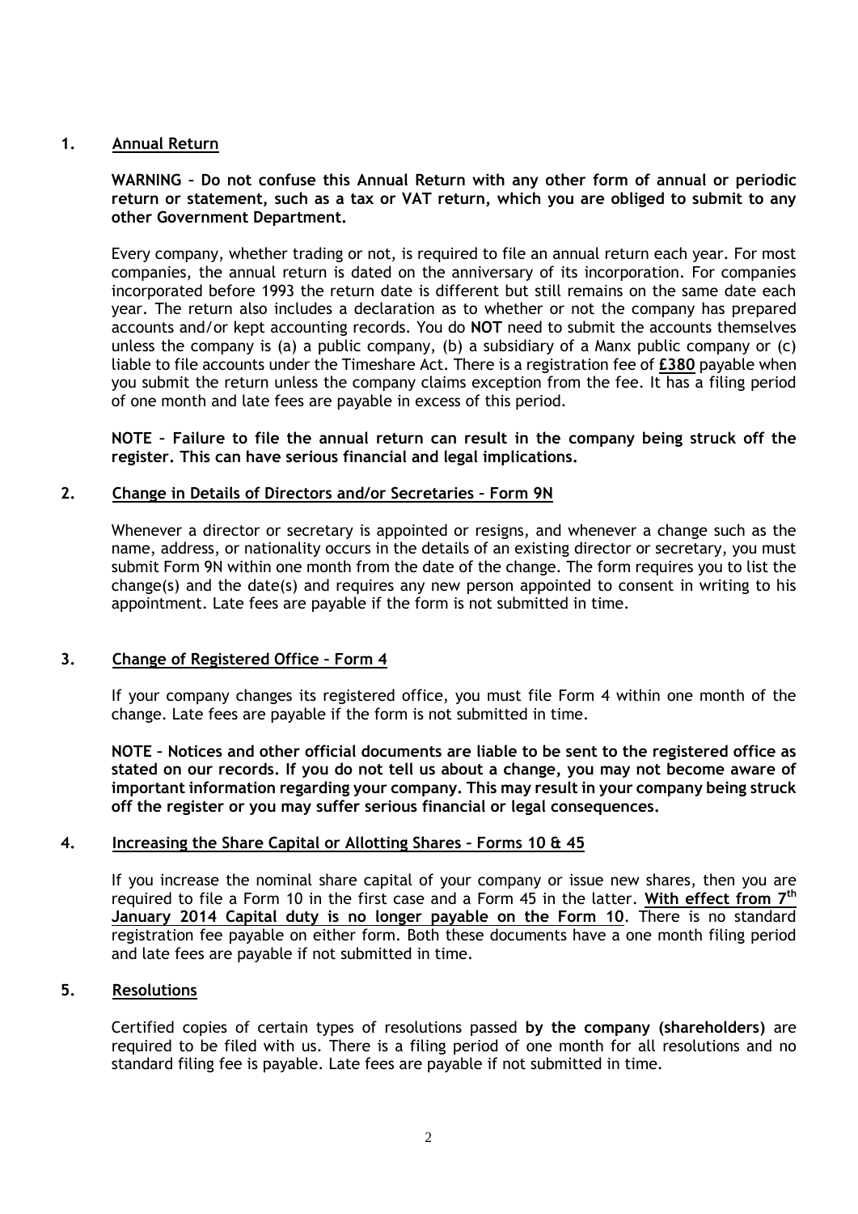## 1. Annual Return

**WARNING – Do not confuse this Annual Return with any other form of annual or periodic return or statement, such as a tax or VAT return, which you are obliged to submit to any other Government Department.**

Every company, whether trading or not, is required to file an annual return each year. For most companies, the annual return is dated on the anniversary of its incorporation. For companies incorporated before 1993 the return date is different but still remains on the same date each year. The return also includes a declaration as to whether or not the company has prepared accounts and/or kept accounting records. You do **NOT** need to submit the accounts themselves unless the company is (a) a public company, (b) a subsidiary of a Manx public company or (c) liable to file accounts under the Timeshare Act. There is a registration fee of **£380** payable when you submit the return unless the company claims exception from the fee. It has a filing period of one month and late fees are payable in excess of this period.

**NOTE – Failure to file the annual return can result in the company being struck off the register. This can have serious financial and legal implications.**

## 2. Change in Details of Directors and/or Secretaries – Form 9N

Whenever a director or secretary is appointed or resigns, and whenever a change such as the name, address, or nationality occurs in the details of an existing director or secretary, you must submit Form 9N within one month from the date of the change. The form requires you to list the change(s) and the date(s) and requires any new person appointed to consent in writing to his appointment. Late fees are payable if the form is not submitted in time.

## 3. Change of Registered Office – Form 4

If your company changes its registered office, you must file Form 4 within one month of the change. Late fees are payable if the form is not submitted in time.

**NOTE – Notices and other official documents are liable to be sent to the registered office as stated on our records. If you do not tell us about a change, you may not become aware of important information regarding your company. This may result in your company being struck off the register or you may suffer serious financial or legal consequences.**

## 4. Increasing the Share Capital or Allotting Shares – Forms 10 & 45

If you increase the nominal share capital of your company or issue new shares, then you are required to file a Form 10 in the first case and a Form 45 in the latter. **With effect from 7th January 2014 Capital duty is no longer payable on the Form 10**. There is no standard registration fee payable on either form. Both these documents have a one month filing period and late fees are payable if not submitted in time.

## 5. Resolutions

Certified copies of certain types of resolutions passed **by the company (shareholders)** are required to be filed with us. There is a filing period of one month for all resolutions and no standard filing fee is payable. Late fees are payable if not submitted in time.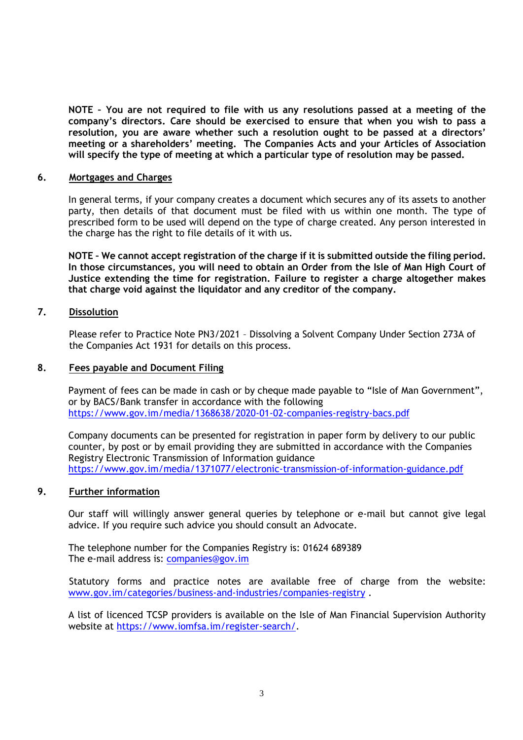**NOTE – You are not required to file with us any resolutions passed at a meeting of the company's directors. Care should be exercised to ensure that when you wish to pass a resolution, you are aware whether such a resolution ought to be passed at a directors' meeting or a shareholders' meeting. The Companies Acts and your Articles of Association will specify the type of meeting at which a particular type of resolution may be passed.**

## 6. Mortgages and Charges

In general terms, if your company creates a document which secures any of its assets to another party, then details of that document must be filed with us within one month. The type of prescribed form to be used will depend on the type of charge created. Any person interested in the charge has the right to file details of it with us.

**NOTE – We cannot accept registration of the charge if it is submitted outside the filing period. In those circumstances, you will need to obtain an Order from the Isle of Man High Court of Justice extending the time for registration. Failure to register a charge altogether makes that charge void against the liquidator and any creditor of the company.**

## 7. Dissolution

Please refer to Practice Note PN3/2021 – Dissolving a Solvent Company Under Section 273A of the Companies Act 1931 for details on this process.

## 8. Fees payable and Document Filing

Payment of fees can be made in cash or by cheque made payable to "Isle of Man Government", or by BACS/Bank transfer in accordance with the following https://www.gov.im/media/1368638/2020-01-02-companies-registry-bacs.pdf

Company documents can be presented for registration in paper form by delivery to our public counter, by post or by email providing they are submitted in accordance with the Companies Registry Electronic Transmission of Information guidance https://www.gov.im/media/1371077/electronic-transmission-of-information-guidance.pdf

## 9. Further information

Our staff will willingly answer general queries by telephone or e-mail but cannot give legal advice. If you require such advice you should consult an Advocate.

The telephone number for the Companies Registry is: 01624 689389
The e-mail address is: companies@gov.im

Statutory forms and practice notes are available free of charge from the website: www.gov.im/categories/business-and-industries/companies-registry .

A list of licenced TCSP providers is available on the Isle of Man Financial Supervision Authority website at https://www.iomfsa.im/register-search/.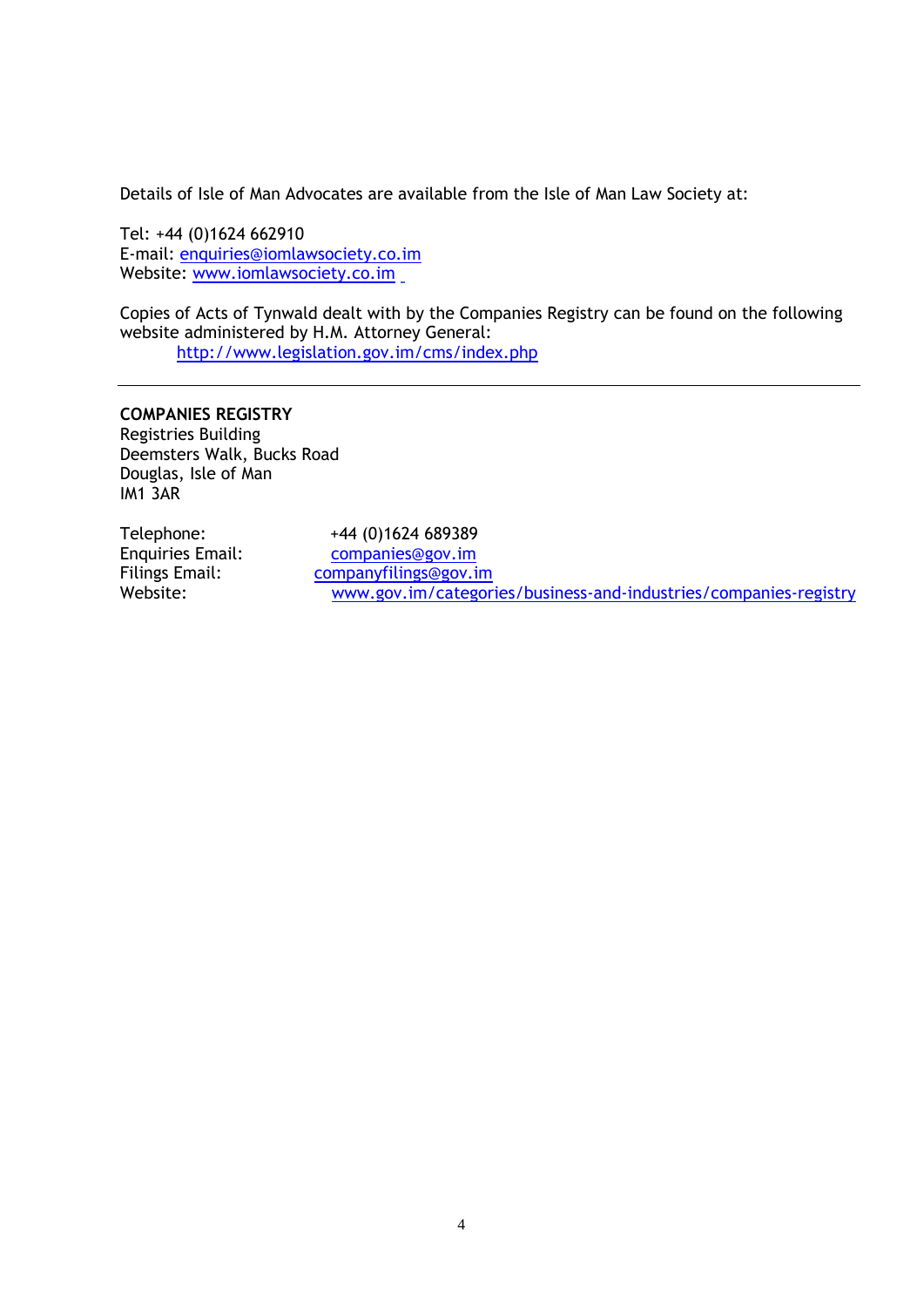Details of Isle of Man Advocates are available from the Isle of Man Law Society at:

Tel: +44 (0)1624 662910
E-mail: enquiries@iomlawsociety.co.im
Website: www.iomlawsociety.co.im

Copies of Acts of Tynwald dealt with by the Companies Registry can be found on the following website administered by H.M. Attorney General:

http://www.legislation.gov.im/cms/index.php

---

**COMPANIES REGISTRY**
Registries Building
Deemsters Walk, Bucks Road
Douglas, Isle of Man
IM1 3AR

| | |
|---|---|
| Telephone: | +44 (0)1624 689389 |
| Enquiries Email: | companies@gov.im |
| Filings Email: | companyfilings@gov.im |
| Website: | www.gov.im/categories/business-and-industries/companies-registry |